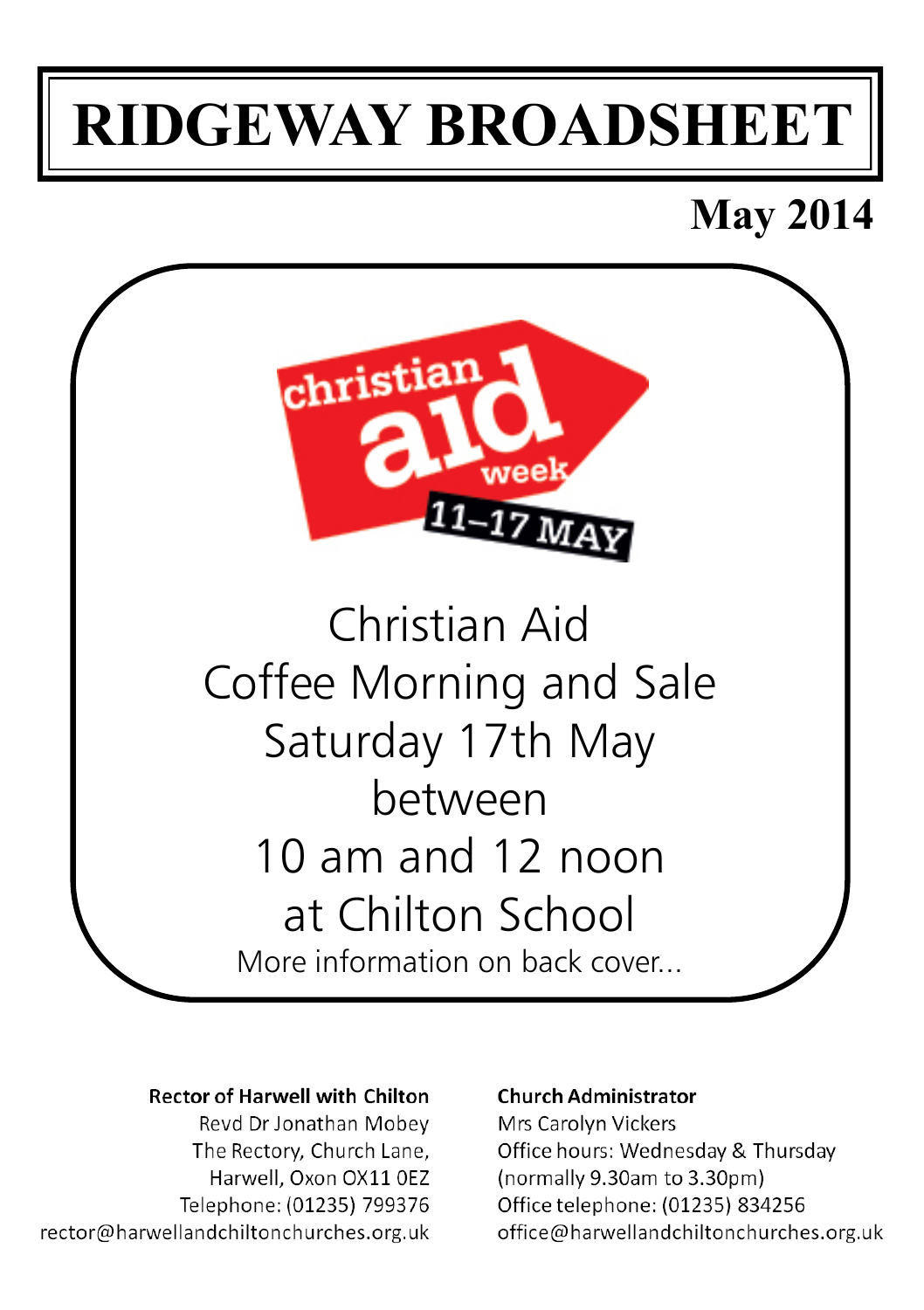# RIDGEWAY BROADSHEET

## May 2014

christian aid week 11–17 MAY

Christian Aid
Coffee Morning and Sale
Saturday 17th May
between
10 am and 12 noon
at Chilton School

More information on back cover...

**Rector of Harwell with Chilton**
Revd Dr Jonathan Mobey
The Rectory, Church Lane,
Harwell, Oxon OX11 0EZ
Telephone: (01235) 799376
rector@harwellandchiltonchurches.org.uk

**Church Administrator**
Mrs Carolyn Vickers
Office hours: Wednesday & Thursday
(normally 9.30am to 3.30pm)
Office telephone: (01235) 834256
office@harwellandchiltonchurches.org.uk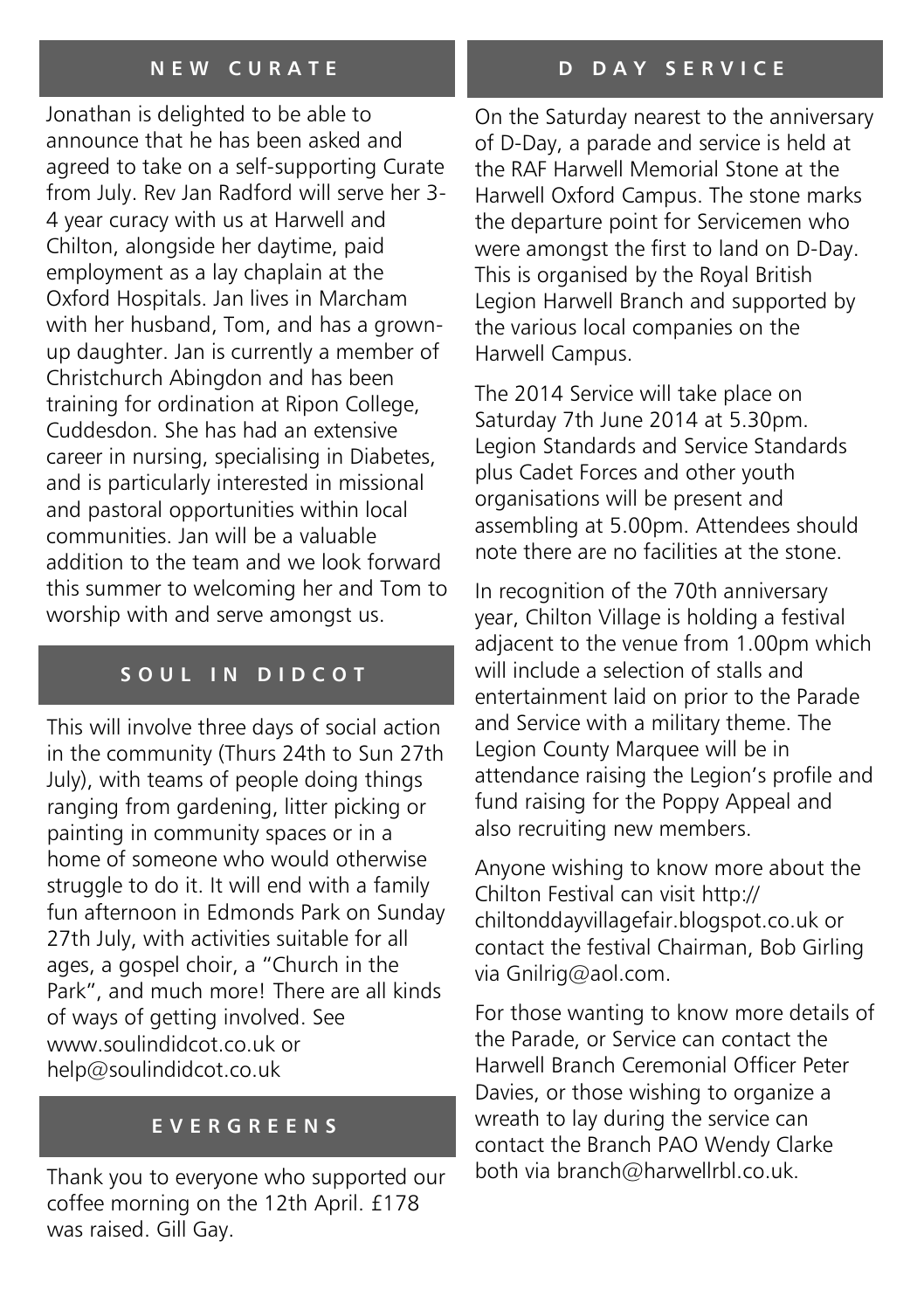## NEW CURATE

Jonathan is delighted to be able to announce that he has been asked and agreed to take on a self-supporting Curate from July. Rev Jan Radford will serve her 3-4 year curacy with us at Harwell and Chilton, alongside her daytime, paid employment as a lay chaplain at the Oxford Hospitals. Jan lives in Marcham with her husband, Tom, and has a grown-up daughter. Jan is currently a member of Christchurch Abingdon and has been training for ordination at Ripon College, Cuddesdon. She has had an extensive career in nursing, specialising in Diabetes, and is particularly interested in missional and pastoral opportunities within local communities. Jan will be a valuable addition to the team and we look forward this summer to welcoming her and Tom to worship with and serve amongst us.

## SOUL IN DIDCOT

This will involve three days of social action in the community (Thurs 24th to Sun 27th July), with teams of people doing things ranging from gardening, litter picking or painting in community spaces or in a home of someone who would otherwise struggle to do it. It will end with a family fun afternoon in Edmonds Park on Sunday 27th July, with activities suitable for all ages, a gospel choir, a "Church in the Park", and much more! There are all kinds of ways of getting involved. See www.soulindidcot.co.uk or help@soulindidcot.co.uk

## EVERGREENS

Thank you to everyone who supported our coffee morning on the 12th April. £178 was raised. Gill Gay.

## D DAY SERVICE

On the Saturday nearest to the anniversary of D-Day, a parade and service is held at the RAF Harwell Memorial Stone at the Harwell Oxford Campus. The stone marks the departure point for Servicemen who were amongst the first to land on D-Day. This is organised by the Royal British Legion Harwell Branch and supported by the various local companies on the Harwell Campus.

The 2014 Service will take place on Saturday 7th June 2014 at 5.30pm. Legion Standards and Service Standards plus Cadet Forces and other youth organisations will be present and assembling at 5.00pm. Attendees should note there are no facilities at the stone.

In recognition of the 70th anniversary year, Chilton Village is holding a festival adjacent to the venue from 1.00pm which will include a selection of stalls and entertainment laid on prior to the Parade and Service with a military theme. The Legion County Marquee will be in attendance raising the Legion's profile and fund raising for the Poppy Appeal and also recruiting new members.

Anyone wishing to know more about the Chilton Festival can visit http://chiltonddayvillagefair.blogspot.co.uk or contact the festival Chairman, Bob Girling via Gnilrig@aol.com.

For those wanting to know more details of the Parade, or Service can contact the Harwell Branch Ceremonial Officer Peter Davies, or those wishing to organize a wreath to lay during the service can contact the Branch PAO Wendy Clarke both via branch@harwellrbl.co.uk.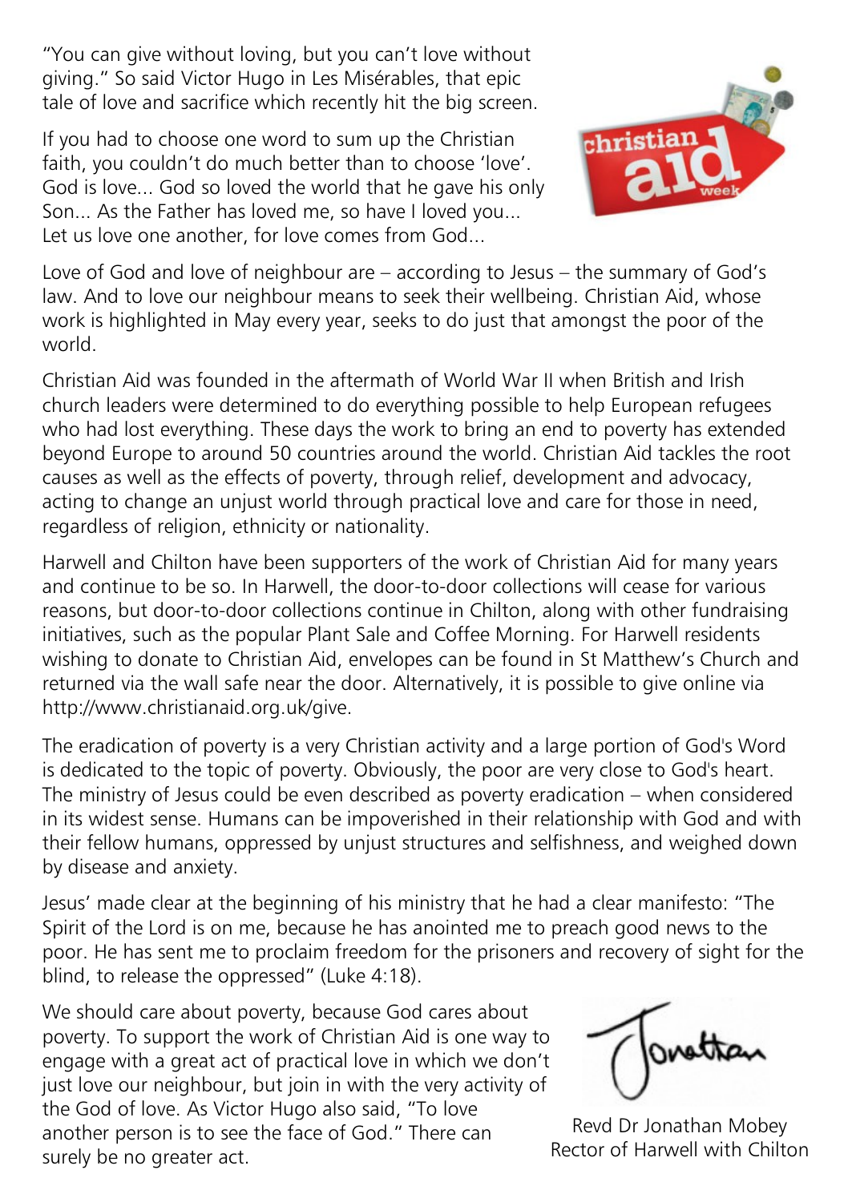"You can give without loving, but you can't love without giving." So said Victor Hugo in Les Misérables, that epic tale of love and sacrifice which recently hit the big screen.

If you had to choose one word to sum up the Christian faith, you couldn't do much better than to choose 'love'. God is love... God so loved the world that he gave his only Son... As the Father has loved me, so have I loved you... Let us love one another, for love comes from God...

Love of God and love of neighbour are – according to Jesus – the summary of God's law. And to love our neighbour means to seek their wellbeing. Christian Aid, whose work is highlighted in May every year, seeks to do just that amongst the poor of the world.

Christian Aid was founded in the aftermath of World War II when British and Irish church leaders were determined to do everything possible to help European refugees who had lost everything. These days the work to bring an end to poverty has extended beyond Europe to around 50 countries around the world. Christian Aid tackles the root causes as well as the effects of poverty, through relief, development and advocacy, acting to change an unjust world through practical love and care for those in need, regardless of religion, ethnicity or nationality.

Harwell and Chilton have been supporters of the work of Christian Aid for many years and continue to be so. In Harwell, the door-to-door collections will cease for various reasons, but door-to-door collections continue in Chilton, along with other fundraising initiatives, such as the popular Plant Sale and Coffee Morning. For Harwell residents wishing to donate to Christian Aid, envelopes can be found in St Matthew's Church and returned via the wall safe near the door. Alternatively, it is possible to give online via http://www.christianaid.org.uk/give.

The eradication of poverty is a very Christian activity and a large portion of God's Word is dedicated to the topic of poverty. Obviously, the poor are very close to God's heart. The ministry of Jesus could be even described as poverty eradication – when considered in its widest sense. Humans can be impoverished in their relationship with God and with their fellow humans, oppressed by unjust structures and selfishness, and weighed down by disease and anxiety.

Jesus' made clear at the beginning of his ministry that he had a clear manifesto: "The Spirit of the Lord is on me, because he has anointed me to preach good news to the poor. He has sent me to proclaim freedom for the prisoners and recovery of sight for the blind, to release the oppressed" (Luke 4:18).

We should care about poverty, because God cares about poverty. To support the work of Christian Aid is one way to engage with a great act of practical love in which we don't just love our neighbour, but join in with the very activity of the God of love. As Victor Hugo also said, "To love another person is to see the face of God." There can surely be no greater act.

Jonathan

Revd Dr Jonathan Mobey
Rector of Harwell with Chilton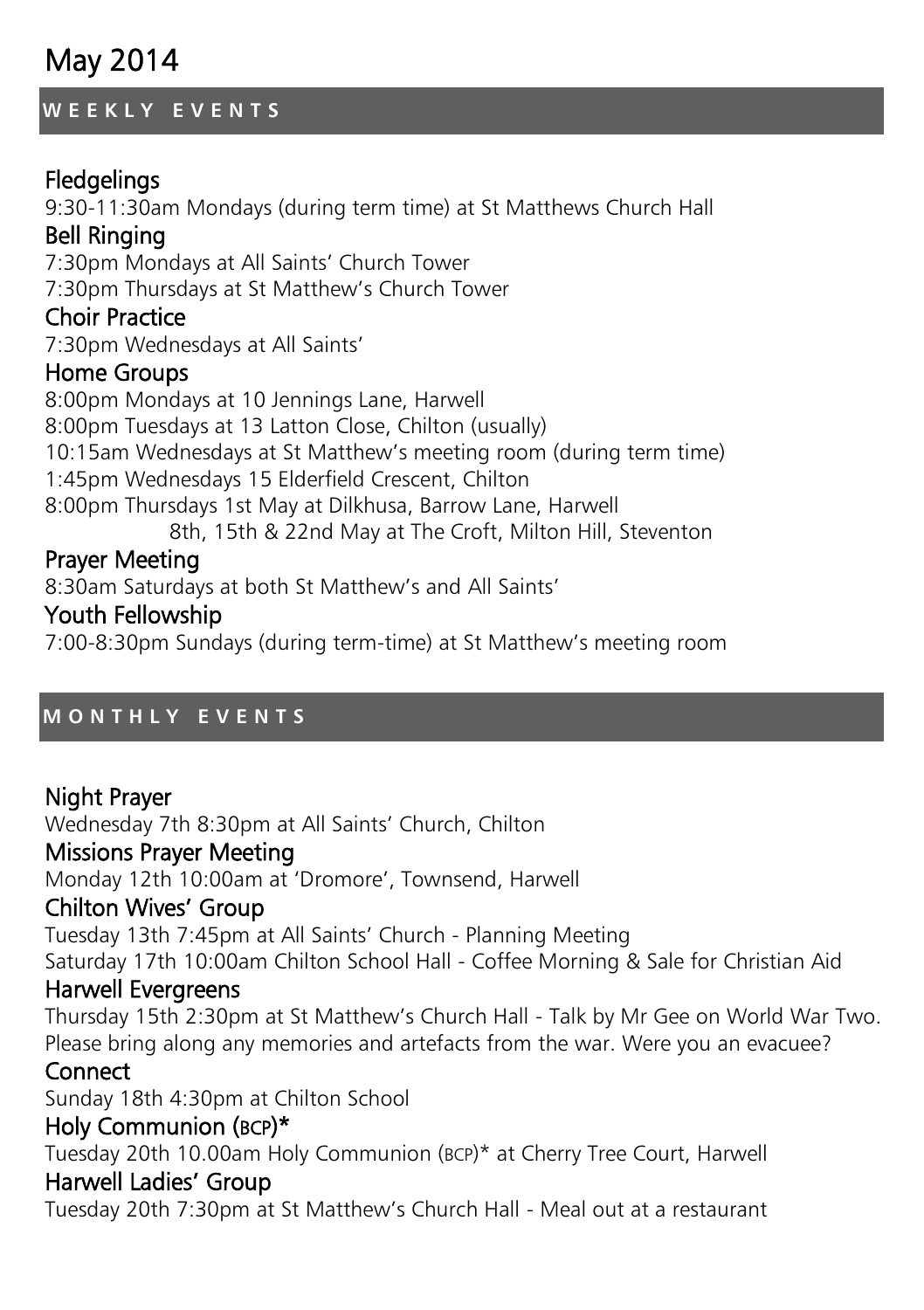# May 2014

## WEEKLY EVENTS

### Fledgelings

9:30-11:30am Mondays (during term time) at St Matthews Church Hall

### Bell Ringing

7:30pm Mondays at All Saints' Church Tower
7:30pm Thursdays at St Matthew's Church Tower

### Choir Practice

7:30pm Wednesdays at All Saints'

### Home Groups

8:00pm Mondays at 10 Jennings Lane, Harwell
8:00pm Tuesdays at 13 Latton Close, Chilton (usually)
10:15am Wednesdays at St Matthew's meeting room (during term time)
1:45pm Wednesdays 15 Elderfield Crescent, Chilton
8:00pm Thursdays 1st May at Dilkhusa, Barrow Lane, Harwell
8th, 15th & 22nd May at The Croft, Milton Hill, Steventon

### Prayer Meeting

8:30am Saturdays at both St Matthew's and All Saints'

### Youth Fellowship

7:00-8:30pm Sundays (during term-time) at St Matthew's meeting room

## MONTHLY EVENTS

### Night Prayer

Wednesday 7th 8:30pm at All Saints' Church, Chilton

### Missions Prayer Meeting

Monday 12th 10:00am at 'Dromore', Townsend, Harwell

### Chilton Wives' Group

Tuesday 13th 7:45pm at All Saints' Church - Planning Meeting
Saturday 17th 10:00am Chilton School Hall - Coffee Morning & Sale for Christian Aid

### Harwell Evergreens

Thursday 15th 2:30pm at St Matthew's Church Hall - Talk by Mr Gee on World War Two. Please bring along any memories and artefacts from the war. Were you an evacuee?

### Connect

Sunday 18th 4:30pm at Chilton School

### Holy Communion (BCP)*

Tuesday 20th 10.00am Holy Communion (BCP)* at Cherry Tree Court, Harwell

### Harwell Ladies' Group

Tuesday 20th 7:30pm at St Matthew's Church Hall - Meal out at a restaurant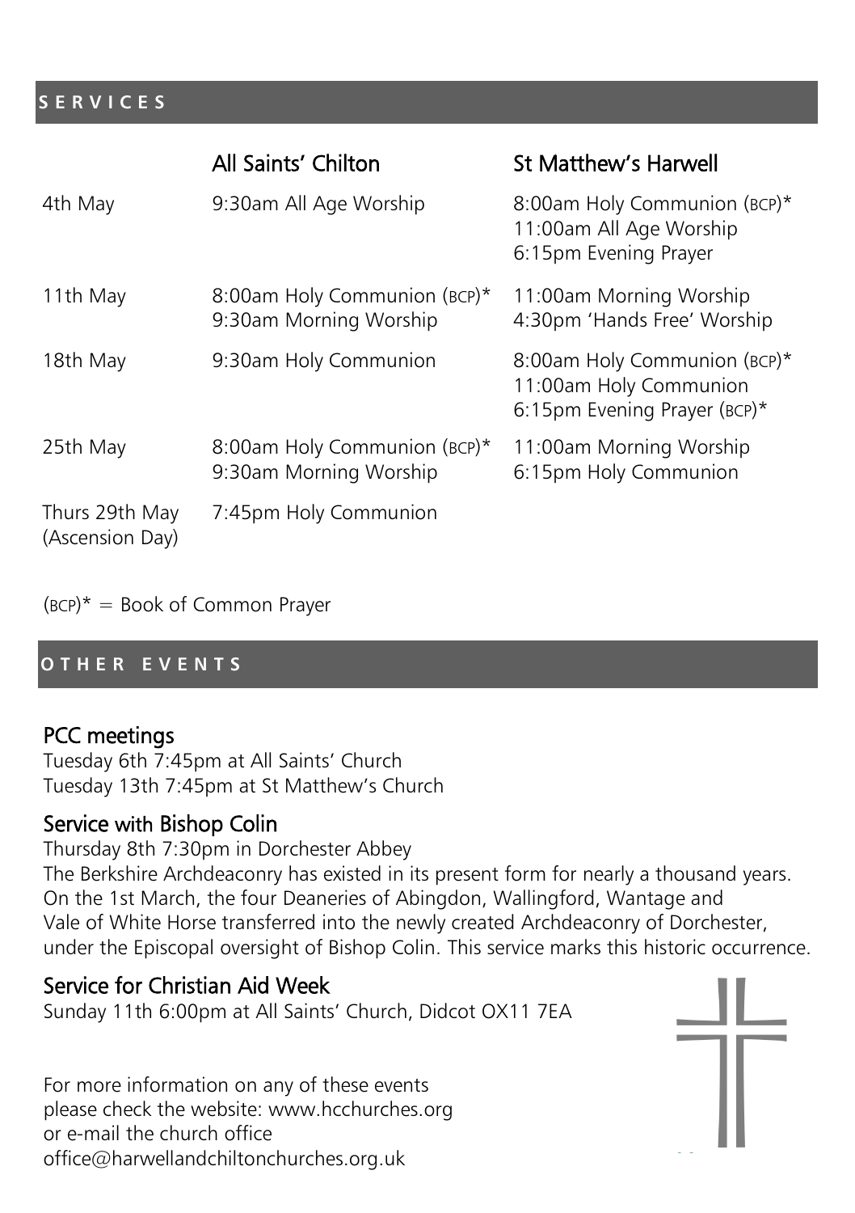## SERVICES

| | All Saints' Chilton | St Matthew's Harwell |
|---|---|---|
| 4th May | 9:30am All Age Worship | 8:00am Holy Communion (BCP)*<br>11:00am All Age Worship<br>6:15pm Evening Prayer |
| 11th May | 8:00am Holy Communion (BCP)*<br>9:30am Morning Worship | 11:00am Morning Worship<br>4:30pm 'Hands Free' Worship |
| 18th May | 9:30am Holy Communion | 8:00am Holy Communion (BCP)*<br>11:00am Holy Communion<br>6:15pm Evening Prayer (BCP)* |
| 25th May | 8:00am Holy Communion (BCP)*<br>9:30am Morning Worship | 11:00am Morning Worship<br>6:15pm Holy Communion |
| Thurs 29th May (Ascension Day) | 7:45pm Holy Communion | |

(BCP)* = Book of Common Prayer

## OTHER EVENTS

### PCC meetings

Tuesday 6th 7:45pm at All Saints' Church
Tuesday 13th 7:45pm at St Matthew's Church

### Service with Bishop Colin

Thursday 8th 7:30pm in Dorchester Abbey
The Berkshire Archdeaconry has existed in its present form for nearly a thousand years. On the 1st March, the four Deaneries of Abingdon, Wallingford, Wantage and Vale of White Horse transferred into the newly created Archdeaconry of Dorchester, under the Episcopal oversight of Bishop Colin. This service marks this historic occurrence.

### Service for Christian Aid Week

Sunday 11th 6:00pm at All Saints' Church, Didcot OX11 7EA

For more information on any of these events please check the website: www.hcchurches.org or e-mail the church office office@harwellandchiltonchurches.org.uk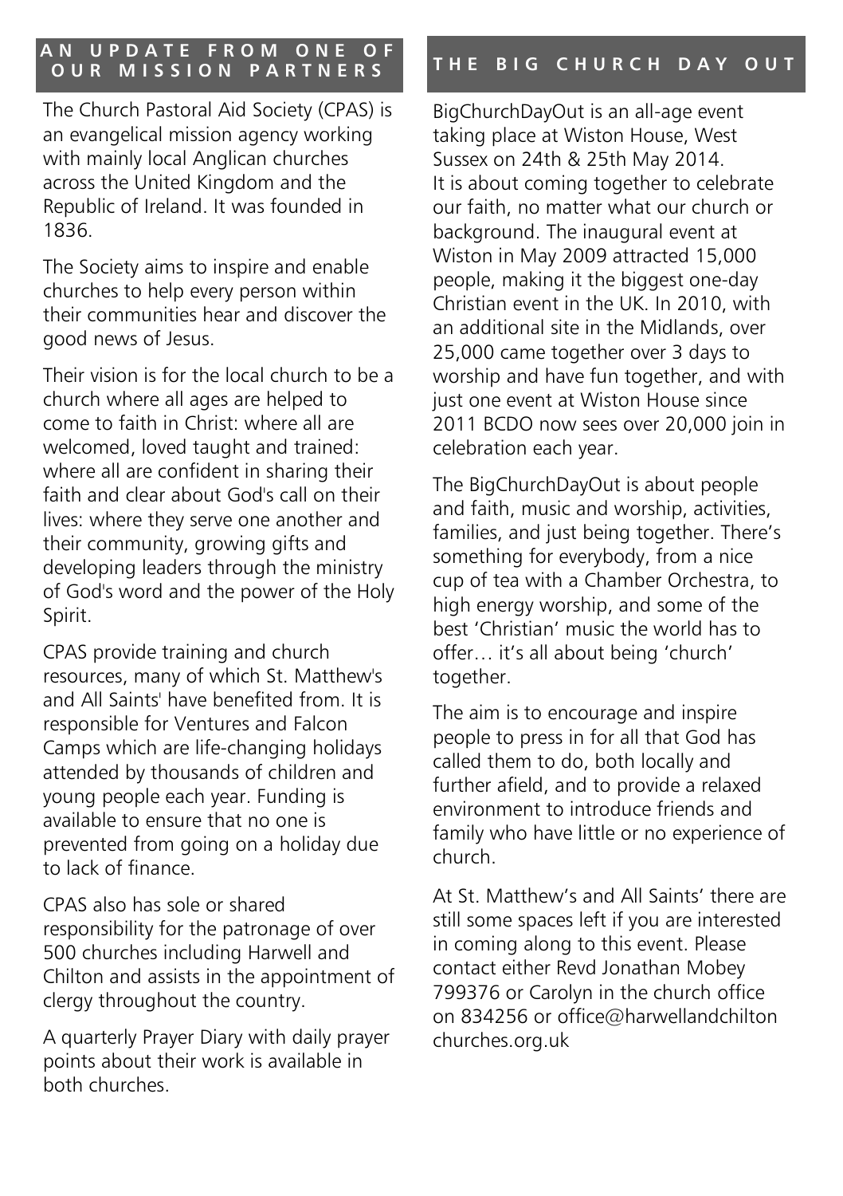## AN UPDATE FROM ONE OF OUR MISSION PARTNERS

The Church Pastoral Aid Society (CPAS) is an evangelical mission agency working with mainly local Anglican churches across the United Kingdom and the Republic of Ireland. It was founded in 1836.

The Society aims to inspire and enable churches to help every person within their communities hear and discover the good news of Jesus.

Their vision is for the local church to be a church where all ages are helped to come to faith in Christ: where all are welcomed, loved taught and trained: where all are confident in sharing their faith and clear about God's call on their lives: where they serve one another and their community, growing gifts and developing leaders through the ministry of God's word and the power of the Holy Spirit.

CPAS provide training and church resources, many of which St. Matthew's and All Saints' have benefited from. It is responsible for Ventures and Falcon Camps which are life-changing holidays attended by thousands of children and young people each year. Funding is available to ensure that no one is prevented from going on a holiday due to lack of finance.

CPAS also has sole or shared responsibility for the patronage of over 500 churches including Harwell and Chilton and assists in the appointment of clergy throughout the country.

A quarterly Prayer Diary with daily prayer points about their work is available in both churches.

## THE BIG CHURCH DAY OUT

BigChurchDayOut is an all-age event taking place at Wiston House, West Sussex on 24th & 25th May 2014. It is about coming together to celebrate our faith, no matter what our church or background. The inaugural event at Wiston in May 2009 attracted 15,000 people, making it the biggest one-day Christian event in the UK. In 2010, with an additional site in the Midlands, over 25,000 came together over 3 days to worship and have fun together, and with just one event at Wiston House since 2011 BCDO now sees over 20,000 join in celebration each year.

The BigChurchDayOut is about people and faith, music and worship, activities, families, and just being together. There's something for everybody, from a nice cup of tea with a Chamber Orchestra, to high energy worship, and some of the best 'Christian' music the world has to offer… it's all about being 'church' together.

The aim is to encourage and inspire people to press in for all that God has called them to do, both locally and further afield, and to provide a relaxed environment to introduce friends and family who have little or no experience of church.

At St. Matthew's and All Saints' there are still some spaces left if you are interested in coming along to this event. Please contact either Revd Jonathan Mobey 799376 or Carolyn in the church office on 834256 or office@harwellandchilton churches.org.uk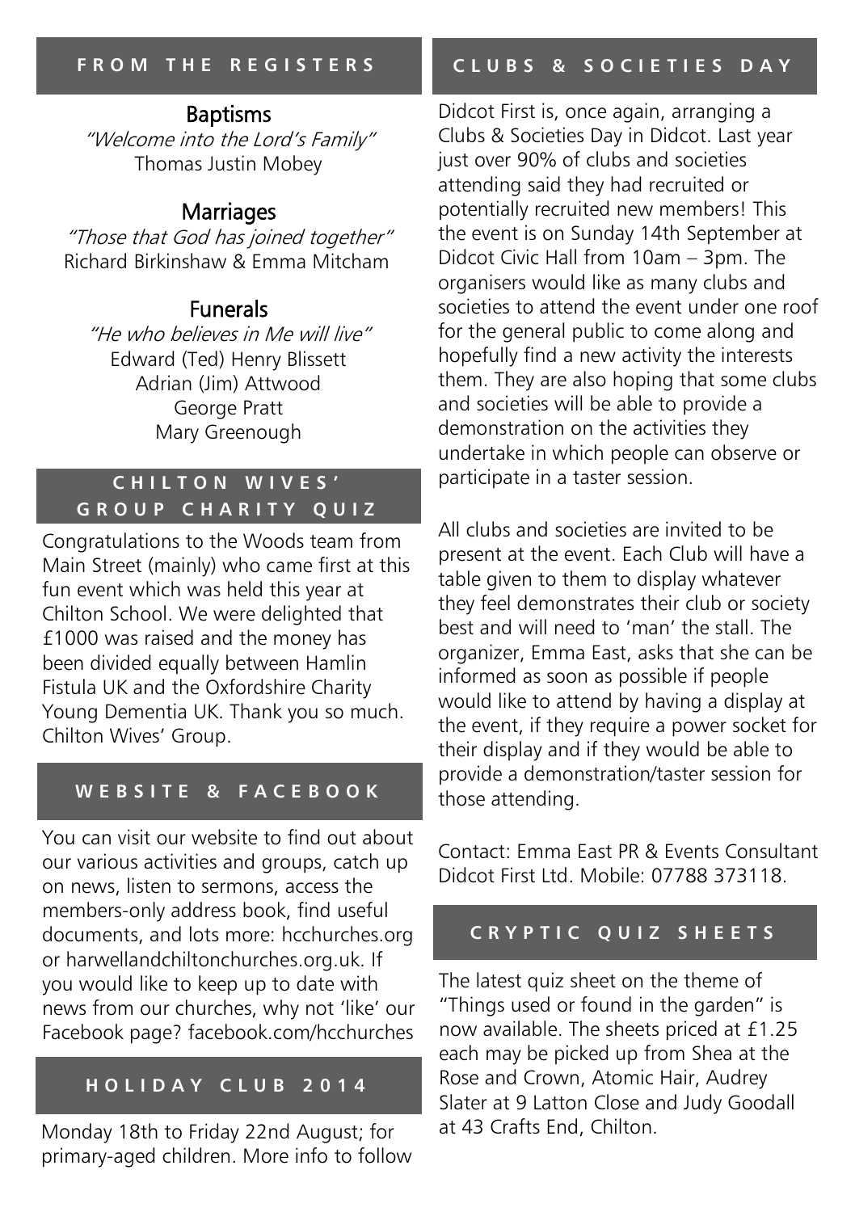## FROM THE REGISTERS

### Baptisms

*"Welcome into the Lord's Family"*
Thomas Justin Mobey

### Marriages

*"Those that God has joined together"*
Richard Birkinshaw & Emma Mitcham

### Funerals

*"He who believes in Me will live"*
Edward (Ted) Henry Blissett
Adrian (Jim) Attwood
George Pratt
Mary Greenough

## CHILTON WIVES' GROUP CHARITY QUIZ

Congratulations to the Woods team from Main Street (mainly) who came first at this fun event which was held this year at Chilton School. We were delighted that £1000 was raised and the money has been divided equally between Hamlin Fistula UK and the Oxfordshire Charity Young Dementia UK. Thank you so much. Chilton Wives' Group.

## WEBSITE & FACEBOOK

You can visit our website to find out about our various activities and groups, catch up on news, listen to sermons, access the members-only address book, find useful documents, and lots more: hcchurches.org or harwellandchiltonchurches.org.uk. If you would like to keep up to date with news from our churches, why not 'like' our Facebook page? facebook.com/hcchurches

## HOLIDAY CLUB 2014

Monday 18th to Friday 22nd August; for primary-aged children. More info to follow

## CLUBS & SOCIETIES DAY

Didcot First is, once again, arranging a Clubs & Societies Day in Didcot. Last year just over 90% of clubs and societies attending said they had recruited or potentially recruited new members! This the event is on Sunday 14th September at Didcot Civic Hall from 10am – 3pm. The organisers would like as many clubs and societies to attend the event under one roof for the general public to come along and hopefully find a new activity the interests them. They are also hoping that some clubs and societies will be able to provide a demonstration on the activities they undertake in which people can observe or participate in a taster session.

All clubs and societies are invited to be present at the event. Each Club will have a table given to them to display whatever they feel demonstrates their club or society best and will need to 'man' the stall. The organizer, Emma East, asks that she can be informed as soon as possible if people would like to attend by having a display at the event, if they require a power socket for their display and if they would be able to provide a demonstration/taster session for those attending.

Contact: Emma East PR & Events Consultant Didcot First Ltd. Mobile: 07788 373118.

## CRYPTIC QUIZ SHEETS

The latest quiz sheet on the theme of "Things used or found in the garden" is now available. The sheets priced at £1.25 each may be picked up from Shea at the Rose and Crown, Atomic Hair, Audrey Slater at 9 Latton Close and Judy Goodall at 43 Crafts End, Chilton.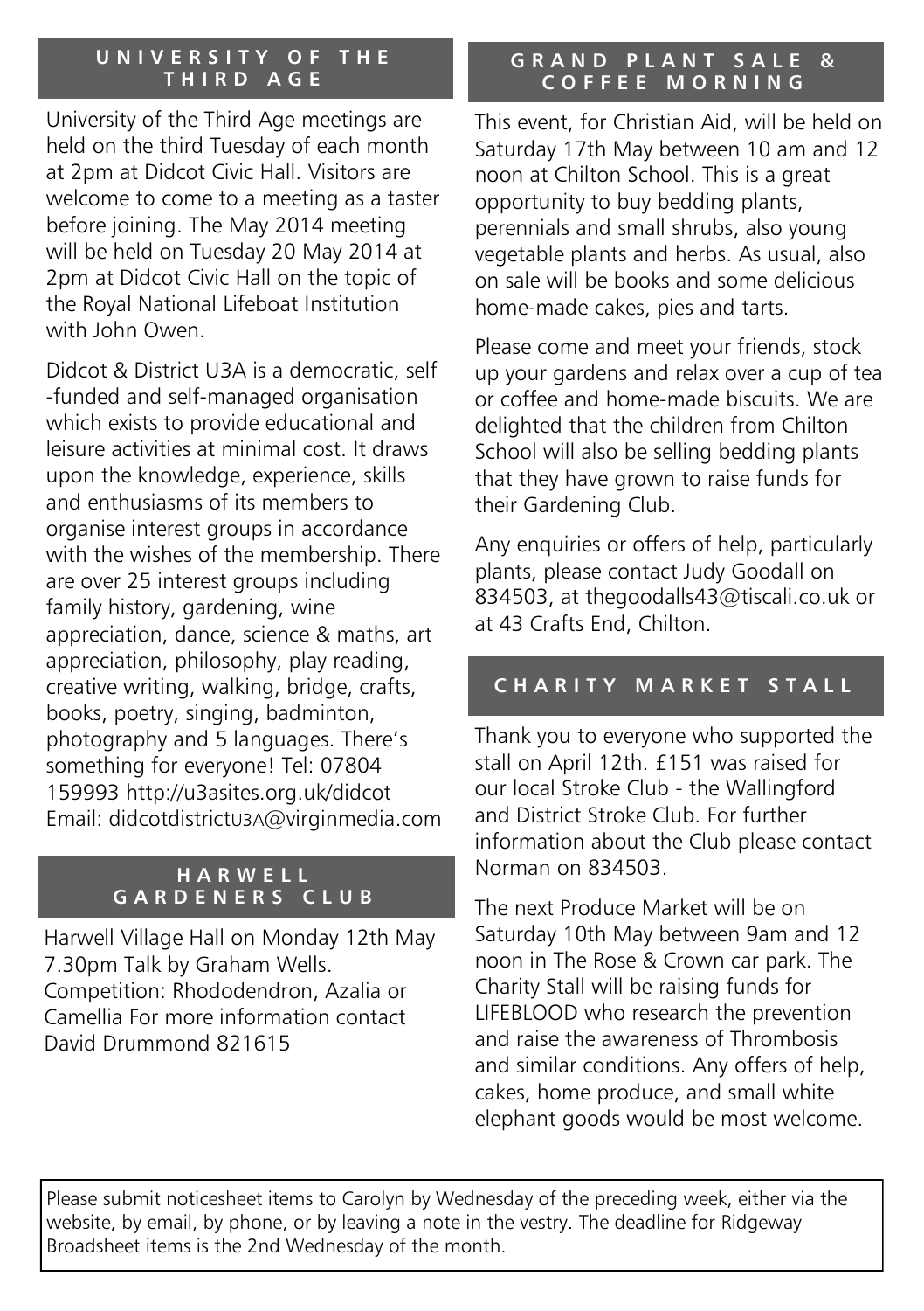## UNIVERSITY OF THE THIRD AGE

University of the Third Age meetings are held on the third Tuesday of each month at 2pm at Didcot Civic Hall. Visitors are welcome to come to a meeting as a taster before joining. The May 2014 meeting will be held on Tuesday 20 May 2014 at 2pm at Didcot Civic Hall on the topic of the Royal National Lifeboat Institution with John Owen.

Didcot & District U3A is a democratic, self -funded and self-managed organisation which exists to provide educational and leisure activities at minimal cost. It draws upon the knowledge, experience, skills and enthusiasms of its members to organise interest groups in accordance with the wishes of the membership. There are over 25 interest groups including family history, gardening, wine appreciation, dance, science & maths, art appreciation, philosophy, play reading, creative writing, walking, bridge, crafts, books, poetry, singing, badminton, photography and 5 languages. There's something for everyone! Tel: 07804 159993 http://u3asites.org.uk/didcot Email: didcotdistrictU3A@virginmedia.com

## HARWELL GARDENERS CLUB

Harwell Village Hall on Monday 12th May 7.30pm Talk by Graham Wells. Competition: Rhododendron, Azalia or Camellia For more information contact David Drummond 821615

## GRAND PLANT SALE & COFFEE MORNING

This event, for Christian Aid, will be held on Saturday 17th May between 10 am and 12 noon at Chilton School. This is a great opportunity to buy bedding plants, perennials and small shrubs, also young vegetable plants and herbs. As usual, also on sale will be books and some delicious home-made cakes, pies and tarts.

Please come and meet your friends, stock up your gardens and relax over a cup of tea or coffee and home-made biscuits. We are delighted that the children from Chilton School will also be selling bedding plants that they have grown to raise funds for their Gardening Club.

Any enquiries or offers of help, particularly plants, please contact Judy Goodall on 834503, at thegoodalls43@tiscali.co.uk or at 43 Crafts End, Chilton.

## CHARITY MARKET STALL

Thank you to everyone who supported the stall on April 12th. £151 was raised for our local Stroke Club - the Wallingford and District Stroke Club. For further information about the Club please contact Norman on 834503.

The next Produce Market will be on Saturday 10th May between 9am and 12 noon in The Rose & Crown car park. The Charity Stall will be raising funds for LIFEBLOOD who research the prevention and raise the awareness of Thrombosis and similar conditions. Any offers of help, cakes, home produce, and small white elephant goods would be most welcome.

Please submit noticesheet items to Carolyn by Wednesday of the preceding week, either via the website, by email, by phone, or by leaving a note in the vestry. The deadline for Ridgeway Broadsheet items is the 2nd Wednesday of the month.